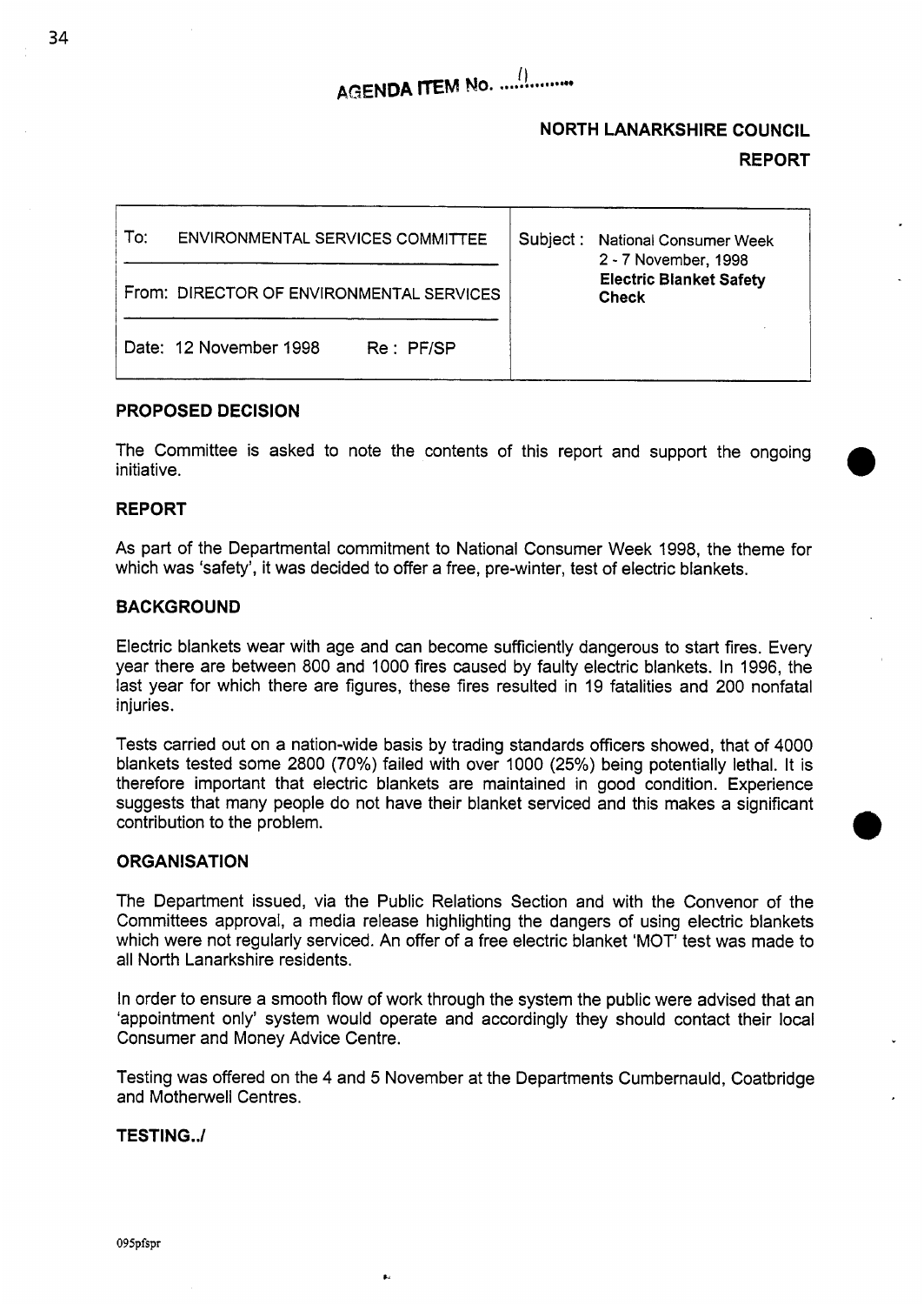# AGENDA ITEM No. ...11.........

**NORTH LANARKSHIRE COUNCIL**

**REPORT**

| To: ENVIRONMENTAL SERVICES COMMITTEE | Subject: National Consumer Week 2 - 7 November, 1998 **Electric Blanket Safety Check** |
|---|---|
| From: DIRECTOR OF ENVIRONMENTAL SERVICES | |
| Date: 12 November 1998 Re: PF/SP | |

## PROPOSED DECISION

The Committee is asked to note the contents of this report and support the ongoing initiative.

## REPORT

As part of the Departmental commitment to National Consumer Week 1998, the theme for which was 'safety', it was decided to offer a free, pre-winter, test of electric blankets.

## BACKGROUND

Electric blankets wear with age and can become sufficiently dangerous to start fires. Every year there are between 800 and 1000 fires caused by faulty electric blankets. In 1996, the last year for which there are figures, these fires resulted in 19 fatalities and 200 nonfatal injuries.

Tests carried out on a nation-wide basis by trading standards officers showed, that of 4000 blankets tested some 2800 (70%) failed with over 1000 (25%) being potentially lethal. It is therefore important that electric blankets are maintained in good condition. Experience suggests that many people do not have their blanket serviced and this makes a significant contribution to the problem.

## ORGANISATION

The Department issued, via the Public Relations Section and with the Convenor of the Committees approval, a media release highlighting the dangers of using electric blankets which were not regularly serviced. An offer of a free electric blanket 'MOT' test was made to all North Lanarkshire residents.

In order to ensure a smooth flow of work through the system the public were advised that an 'appointment only' system would operate and accordingly they should contact their local Consumer and Money Advice Centre.

Testing was offered on the 4 and 5 November at the Departments Cumbernauld, Coatbridge and Motherwell Centres.

**TESTING../**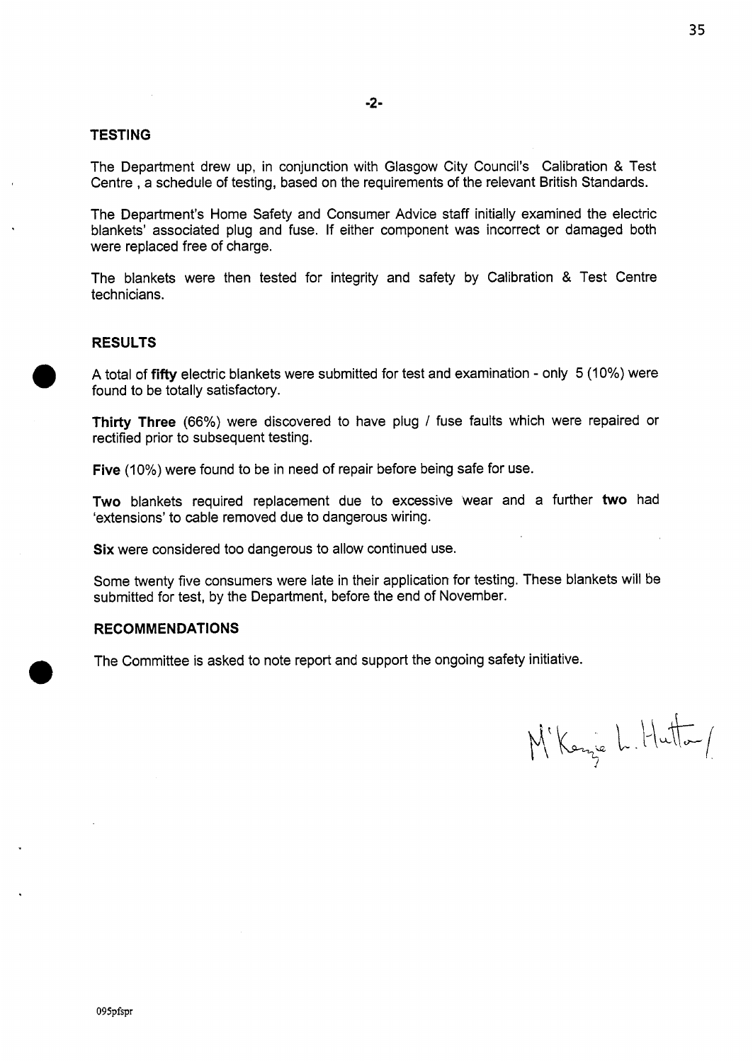## TESTING

The Department drew up, in conjunction with Glasgow City Council's Calibration & Test Centre , a schedule of testing, based on the requirements of the relevant British Standards.

The Department's Home Safety and Consumer Advice staff initially examined the electric blankets' associated plug and fuse. If either component was incorrect or damaged both were replaced free of charge.

The blankets were then tested for integrity and safety by Calibration & Test Centre technicians.

## RESULTS

A total of **fifty** electric blankets were submitted for test and examination - only 5 (10%) were found to be totally satisfactory.

**Thirty Three** (66%) were discovered to have plug / fuse faults which were repaired or rectified prior to subsequent testing.

**Five** (10%) were found to be in need of repair before being safe for use.

**Two** blankets required replacement due to excessive wear and a further **two** had 'extensions' to cable removed due to dangerous wiring.

**Six** were considered too dangerous to allow continued use.

Some twenty five consumers were late in their application for testing. These blankets will be submitted for test, by the Department, before the end of November.

## RECOMMENDATIONS

The Committee is asked to note report and support the ongoing safety initiative.

M'Kenzie L. Hutton

095pfspr